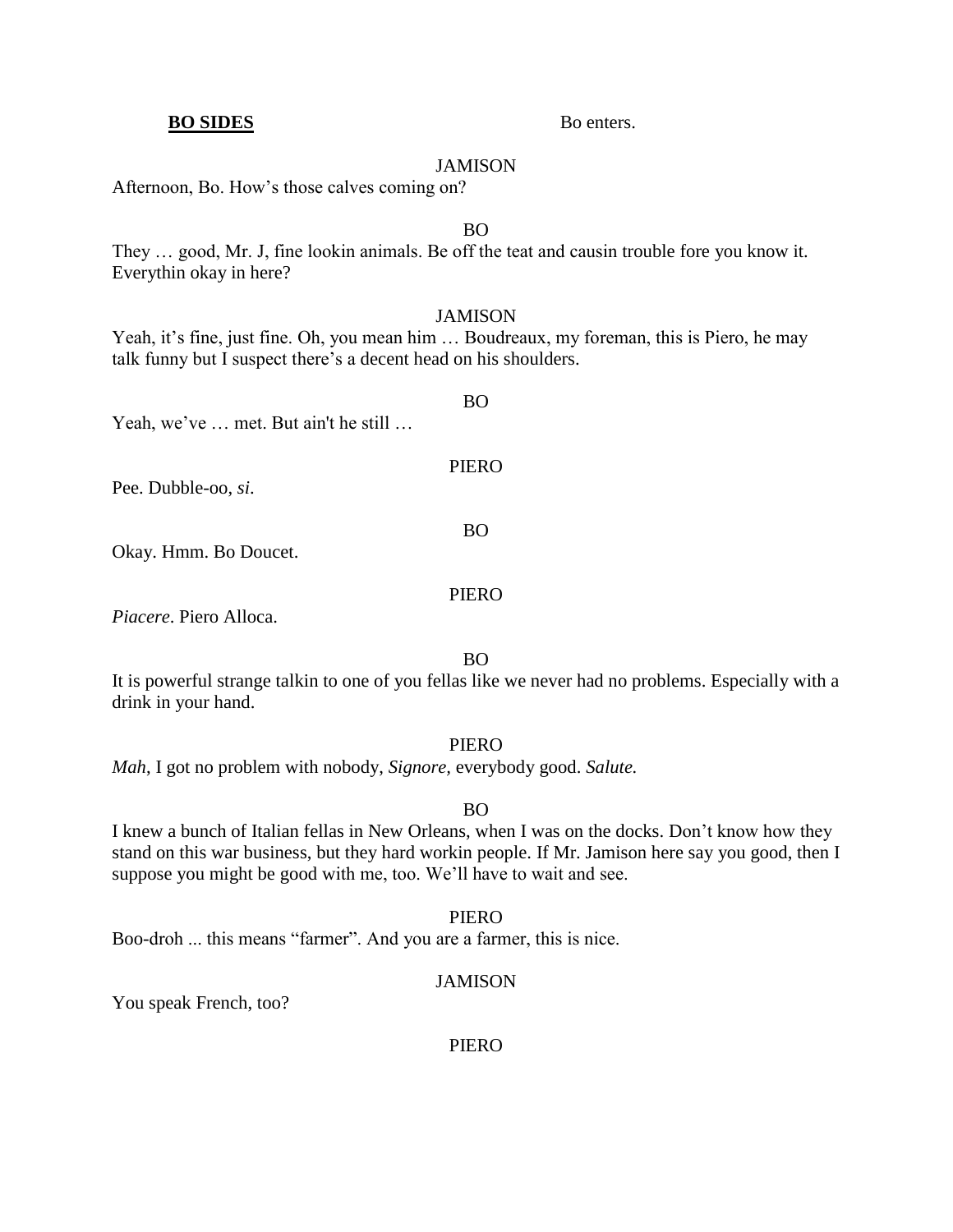**BO SIDES** Bo enters.

JAMISON

Afternoon, Bo. How's those calves coming on?

BO

They … good, Mr. J, fine lookin animals. Be off the teat and causin trouble fore you know it. Everythin okay in here?

JAMISON

Yeah, it's fine, just fine. Oh, you mean him … Boudreaux, my foreman, this is Piero, he may talk funny but I suspect there's a decent head on his shoulders.

BO

Yeah, we've … met. But ain't he still …

PIERO

Pee. Dubble-oo, *si*.

BO

Okay. Hmm. Bo Doucet.

PIERO

*Piacere*. Piero Alloca.

BO

It is powerful strange talkin to one of you fellas like we never had no problems. Especially with a drink in your hand.

PIERO

*Mah*, I got no problem with nobody, *Signore,* everybody good. *Salute.*

BO

I knew a bunch of Italian fellas in New Orleans, when I was on the docks. Don't know how they stand on this war business, but they hard workin people. If Mr. Jamison here say you good, then I suppose you might be good with me, too. We'll have to wait and see.

PIERO

Boo-droh ... this means "farmer". And you are a farmer, this is nice.

JAMISON

You speak French, too?

PIERO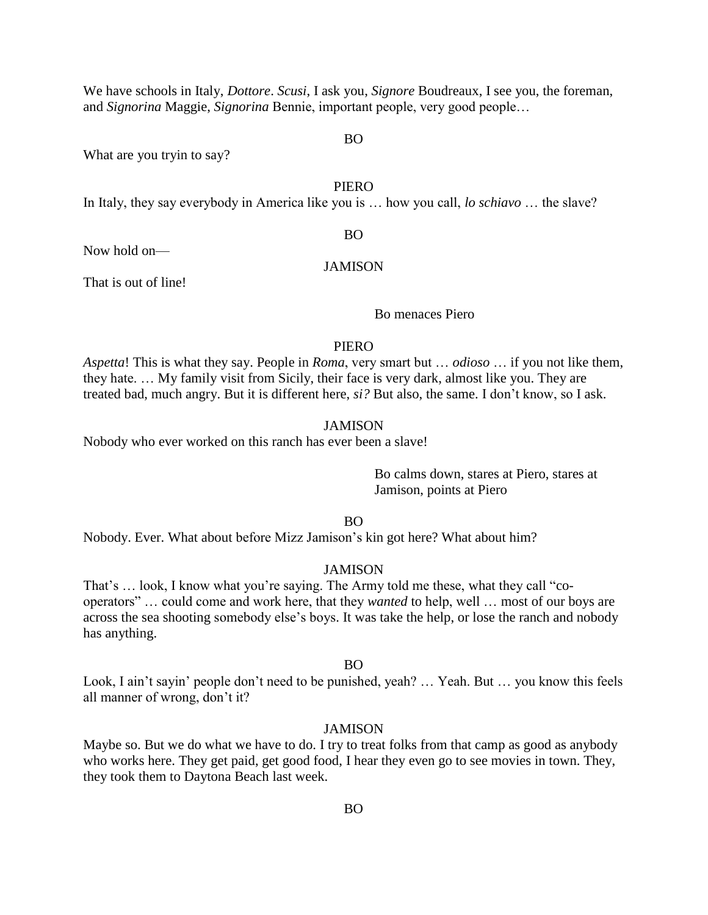We have schools in Italy, *Dottore*. *Scusi*, I ask you, *Signore* Boudreaux, I see you, the foreman, and *Signorina* Maggie, *Signorina* Bennie, important people, very good people…

BO

What are you tryin to say?

PIERO

In Italy, they say everybody in America like you is … how you call, *lo schiavo* … the slave?

BO

Now hold on—

JAMISON

That is out of line!

Bo menaces Piero

PIERO

*Aspetta*! This is what they say. People in *Roma*, very smart but … *odioso* … if you not like them, they hate. … My family visit from Sicily, their face is very dark, almost like you. They are treated bad, much angry. But it is different here, *si?* But also, the same. I don't know, so I ask.

JAMISON

Nobody who ever worked on this ranch has ever been a slave!

Bo calms down, stares at Piero, stares at Jamison, points at Piero

BO

Nobody. Ever. What about before Mizz Jamison's kin got here? What about him?

JAMISON

That's … look, I know what you're saying. The Army told me these, what they call "co-operators" … could come and work here, that they *wanted* to help, well … most of our boys are across the sea shooting somebody else's boys. It was take the help, or lose the ranch and nobody has anything.

BO

Look, I ain't sayin' people don't need to be punished, yeah? … Yeah. But … you know this feels all manner of wrong, don't it?

JAMISON

Maybe so. But we do what we have to do. I try to treat folks from that camp as good as anybody who works here. They get paid, get good food, I hear they even go to see movies in town. They, they took them to Daytona Beach last week.

BO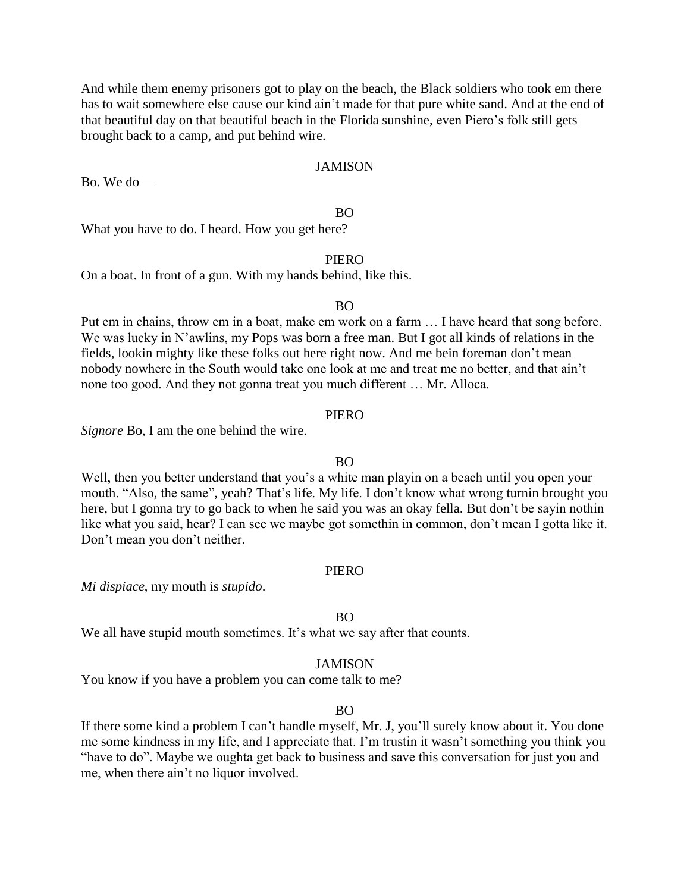And while them enemy prisoners got to play on the beach, the Black soldiers who took em there has to wait somewhere else cause our kind ain't made for that pure white sand. And at the end of that beautiful day on that beautiful beach in the Florida sunshine, even Piero's folk still gets brought back to a camp, and put behind wire.

JAMISON

Bo. We do—

BO

What you have to do. I heard. How you get here?

PIERO

On a boat. In front of a gun. With my hands behind, like this.

BO

Put em in chains, throw em in a boat, make em work on a farm … I have heard that song before. We was lucky in N'awlins, my Pops was born a free man. But I got all kinds of relations in the fields, lookin mighty like these folks out here right now. And me bein foreman don't mean nobody nowhere in the South would take one look at me and treat me no better, and that ain't none too good. And they not gonna treat you much different … Mr. Alloca.

PIERO

*Signore* Bo, I am the one behind the wire.

BO

Well, then you better understand that you's a white man playin on a beach until you open your mouth. "Also, the same", yeah? That's life. My life. I don't know what wrong turnin brought you here, but I gonna try to go back to when he said you was an okay fella. But don't be sayin nothin like what you said, hear? I can see we maybe got somethin in common, don't mean I gotta like it. Don't mean you don't neither.

PIERO

*Mi dispiace*, my mouth is *stupido*.

BO

We all have stupid mouth sometimes. It's what we say after that counts.

JAMISON

You know if you have a problem you can come talk to me?

BO

If there some kind a problem I can't handle myself, Mr. J, you'll surely know about it. You done me some kindness in my life, and I appreciate that. I'm trustin it wasn't something you think you "have to do". Maybe we oughta get back to business and save this conversation for just you and me, when there ain't no liquor involved.